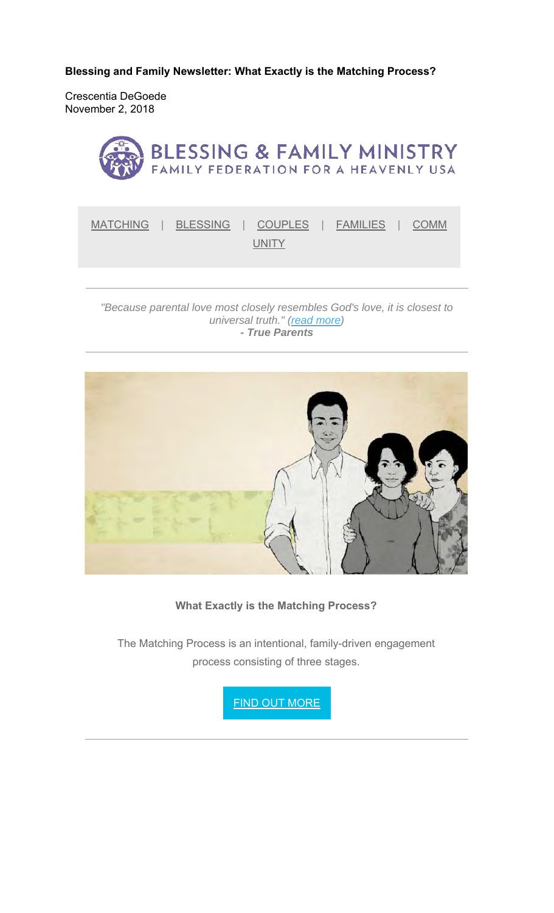**Blessing and Family Newsletter: What Exactly is the Matching Process?**

Crescentia DeGoede
November 2, 2018

BLESSING & FAMILY MINISTRY
FAMILY FEDERATION FOR A HEAVENLY USA

MATCHING | BLESSING | COUPLES | FAMILIES | COMMUNITY

---

*"Because parental love most closely resembles God's love, it is closest to universal truth." (read more)*
***- True Parents***

---

**What Exactly is the Matching Process?**

The Matching Process is an intentional, family-driven engagement process consisting of three stages.

FIND OUT MORE

---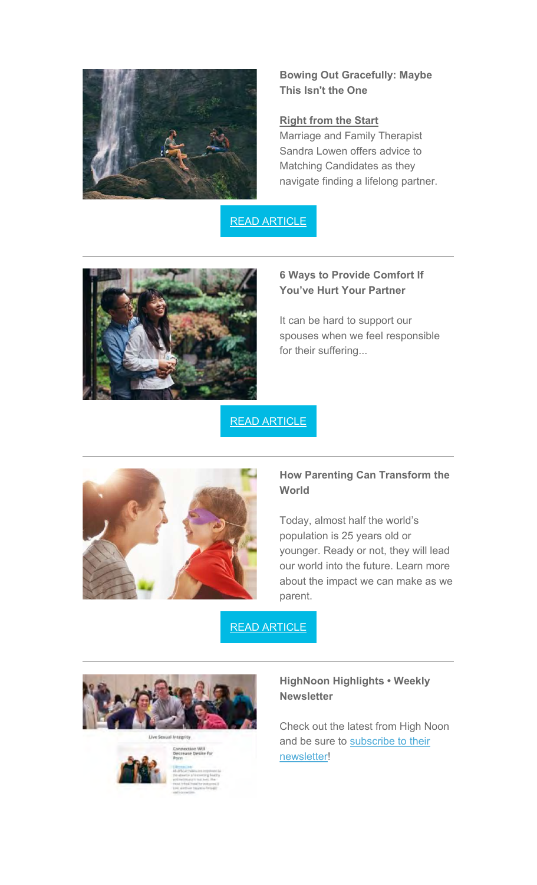**Bowing Out Gracefully: Maybe This Isn't the One**

**Right from the Start**
Marriage and Family Therapist Sandra Lowen offers advice to Matching Candidates as they navigate finding a lifelong partner.

READ ARTICLE

---

**6 Ways to Provide Comfort If You've Hurt Your Partner**

It can be hard to support our spouses when we feel responsible for their suffering...

READ ARTICLE

---

**How Parenting Can Transform the World**

Today, almost half the world's population is 25 years old or younger. Ready or not, they will lead our world into the future. Learn more about the impact we can make as we parent.

READ ARTICLE

---

**HighNoon Highlights • Weekly Newsletter**

Check out the latest from High Noon and be sure to subscribe to their newsletter!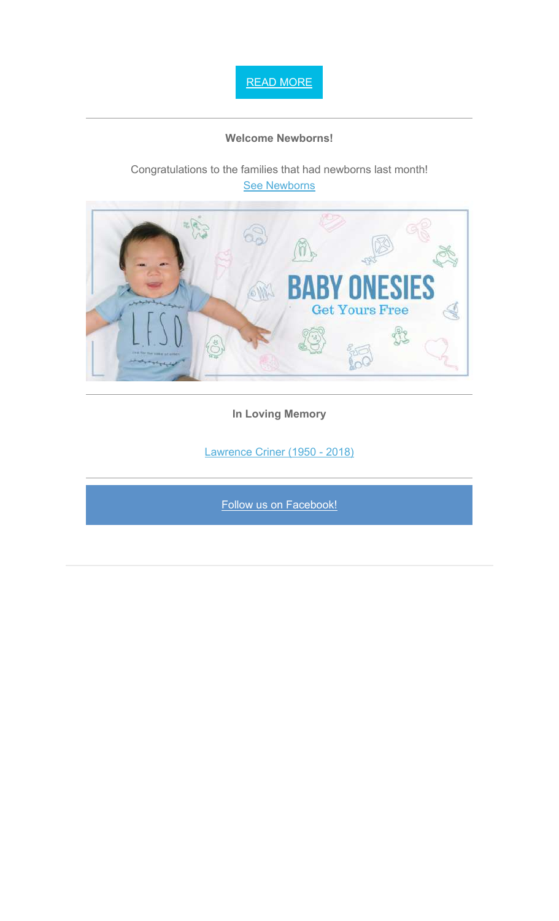READ MORE

---

**Welcome Newborns!**

Congratulations to the families that had newborns last month!
See Newborns

BABY ONESIES
Get Yours Free

---

**In Loving Memory**

Lawrence Criner (1950 - 2018)

---

Follow us on Facebook!